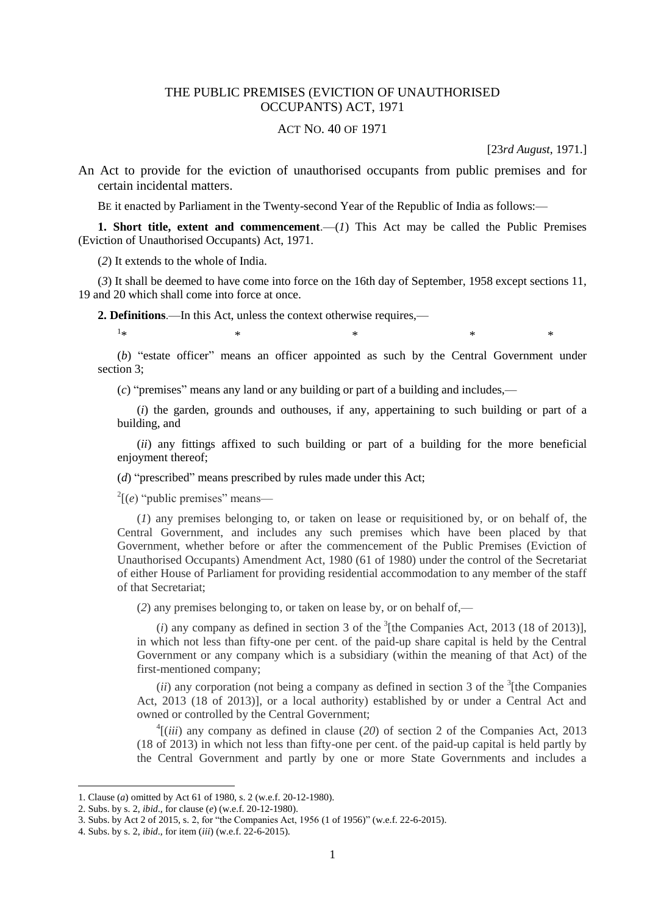# THE PUBLIC PREMISES (EVICTION OF UNAUTHORISED OCCUPANTS) ACT, 1971

ACT NO. 40 OF 1971

[23*rd August*, 1971.]

An Act to provide for the eviction of unauthorised occupants from public premises and for certain incidental matters.

BE it enacted by Parliament in the Twenty-second Year of the Republic of India as follows:—

**1. Short title, extent and commencement**.—(*1*) This Act may be called the Public Premises (Eviction of Unauthorised Occupants) Act, 1971.

(*2*) It extends to the whole of India.

(*3*) It shall be deemed to have come into force on the 16th day of September, 1958 except sections 11, 19 and 20 which shall come into force at once.

**2. Definitions**.—In this Act, unless the context otherwise requires,—

[1]* * * * *

(*b*) "estate officer" means an officer appointed as such by the Central Government under section 3;

(*c*) "premises" means any land or any building or part of a building and includes,—

(*i*) the garden, grounds and outhouses, if any, appertaining to such building or part of a building, and

(*ii*) any fittings affixed to such building or part of a building for the more beneficial enjoyment thereof;

(*d*) "prescribed" means prescribed by rules made under this Act;

[2][(*e*) "public premises" means—

(*1*) any premises belonging to, or taken on lease or requisitioned by, or on behalf of, the Central Government, and includes any such premises which have been placed by that Government, whether before or after the commencement of the Public Premises (Eviction of Unauthorised Occupants) Amendment Act, 1980 (61 of 1980) under the control of the Secretariat of either House of Parliament for providing residential accommodation to any member of the staff of that Secretariat;

(*2*) any premises belonging to, or taken on lease by, or on behalf of,—

(*i*) any company as defined in section 3 of the [3][the Companies Act, 2013 (18 of 2013)], in which not less than fifty-one per cent. of the paid-up share capital is held by the Central Government or any company which is a subsidiary (within the meaning of that Act) of the first-mentioned company;

(*ii*) any corporation (not being a company as defined in section 3 of the [3][the Companies Act, 2013 (18 of 2013)], or a local authority) established by or under a Central Act and owned or controlled by the Central Government;

[4][(*iii*) any company as defined in clause (*20*) of section 2 of the Companies Act, 2013 (18 of 2013) in which not less than fifty-one per cent. of the paid-up capital is held partly by the Central Government and partly by one or more State Governments and includes a

---

1. Clause (*a*) omitted by Act 61 of 1980, s. 2 (w.e.f. 20-12-1980).
2. Subs. by s. 2, *ibid*., for clause (*e*) (w.e.f. 20-12-1980).
3. Subs. by Act 2 of 2015, s. 2, for "the Companies Act, 1956 (1 of 1956)" (w.e.f. 22-6-2015).
4. Subs. by s. 2, *ibid*., for item (*iii*) (w.e.f. 22-6-2015).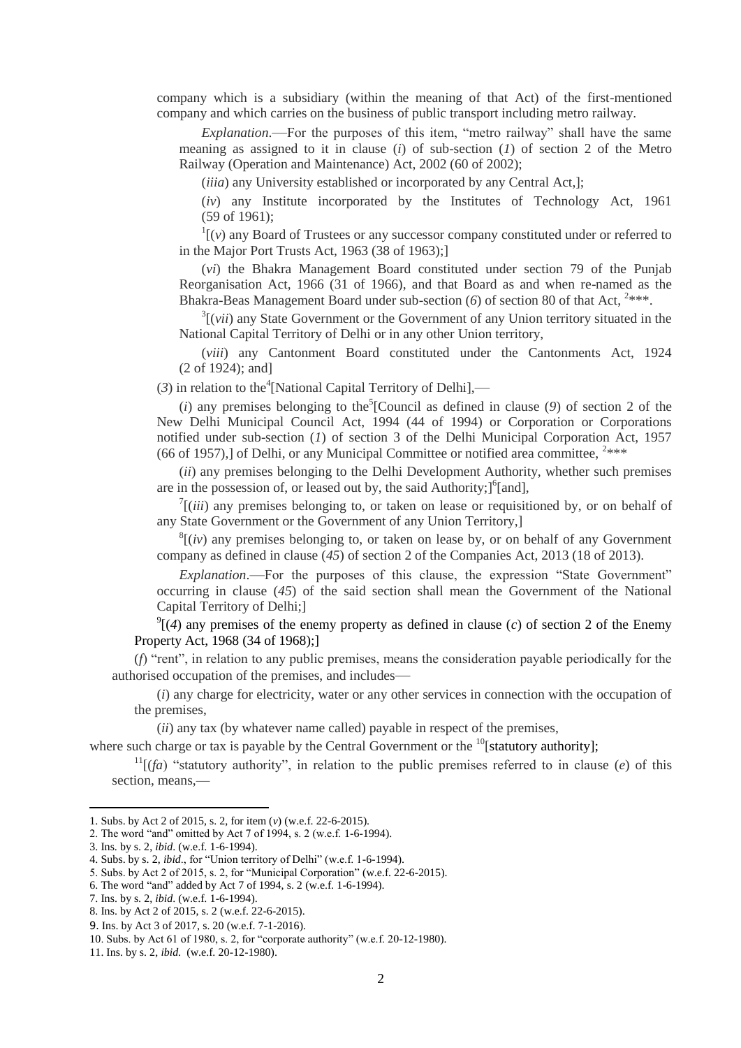company which is a subsidiary (within the meaning of that Act) of the first-mentioned company and which carries on the business of public transport including metro railway.

*Explanation*.––For the purposes of this item, "metro railway" shall have the same meaning as assigned to it in clause (*i*) of sub-section (*1*) of section 2 of the Metro Railway (Operation and Maintenance) Act, 2002 (60 of 2002);

(*iiia*) any University established or incorporated by any Central Act,];

(*iv*) any Institute incorporated by the Institutes of Technology Act, 1961 (59 of 1961);

[1][(*v*) any Board of Trustees or any successor company constituted under or referred to in the Major Port Trusts Act, 1963 (38 of 1963);]

(*vi*) the Bhakra Management Board constituted under section 79 of the Punjab Reorganisation Act, 1966 (31 of 1966), and that Board as and when re-named as the Bhakra-Beas Management Board under sub-section (*6*) of section 80 of that Act, [2]***.

[3][(*vii*) any State Government or the Government of any Union territory situated in the National Capital Territory of Delhi or in any other Union territory,

(*viii*) any Cantonment Board constituted under the Cantonments Act, 1924 (2 of 1924); and]

(*3*) in relation to the[4][National Capital Territory of Delhi],––

(*i*) any premises belonging to the[5][Council as defined in clause (*9*) of section 2 of the New Delhi Municipal Council Act, 1994 (44 of 1994) or Corporation or Corporations notified under sub-section (*1*) of section 3 of the Delhi Municipal Corporation Act, 1957 (66 of 1957),] of Delhi, or any Municipal Committee or notified area committee, [2]***

(*ii*) any premises belonging to the Delhi Development Authority, whether such premises are in the possession of, or leased out by, the said Authority;][6][and],

[7][(*iii*) any premises belonging to, or taken on lease or requisitioned by, or on behalf of any State Government or the Government of any Union Territory,]

[8][(*iv*) any premises belonging to, or taken on lease by, or on behalf of any Government company as defined in clause (*45*) of section 2 of the Companies Act, 2013 (18 of 2013).

*Explanation*.––For the purposes of this clause, the expression "State Government" occurring in clause (*45*) of the said section shall mean the Government of the National Capital Territory of Delhi;]

[9][(*4*) any premises of the enemy property as defined in clause (*c*) of section 2 of the Enemy Property Act, 1968 (34 of 1968);]

(*f*) "rent", in relation to any public premises, means the consideration payable periodically for the authorised occupation of the premises, and includes––

(*i*) any charge for electricity, water or any other services in connection with the occupation of the premises,

(*ii*) any tax (by whatever name called) payable in respect of the premises,

where such charge or tax is payable by the Central Government or the [10][statutory authority];

[11][(*fa*) "statutory authority", in relation to the public premises referred to in clause (*e*) of this section, means,––

1. Subs. by Act 2 of 2015, s. 2, for item (*v*) (w.e.f. 22-6-2015).
2. The word "and" omitted by Act 7 of 1994, s. 2 (w.e.f. 1-6-1994).
3. Ins. by s. 2, *ibid*. (w.e.f. 1-6-1994).
4. Subs. by s. 2, *ibid*., for "Union territory of Delhi" (w.e.f. 1-6-1994).
5. Subs. by Act 2 of 2015, s. 2, for "Municipal Corporation" (w.e.f. 22-6-2015).
6. The word "and" added by Act 7 of 1994, s. 2 (w.e.f. 1-6-1994).
7. Ins. by s. 2, *ibid*. (w.e.f. 1-6-1994).
8. Ins. by Act 2 of 2015, s. 2 (w.e.f. 22-6-2015).
9. Ins. by Act 3 of 2017, s. 20 (w.e.f. 7-1-2016).
10. Subs. by Act 61 of 1980, s. 2, for "corporate authority" (w.e.f. 20-12-1980).
11. Ins. by s. 2, *ibid*. (w.e.f. 20-12-1980).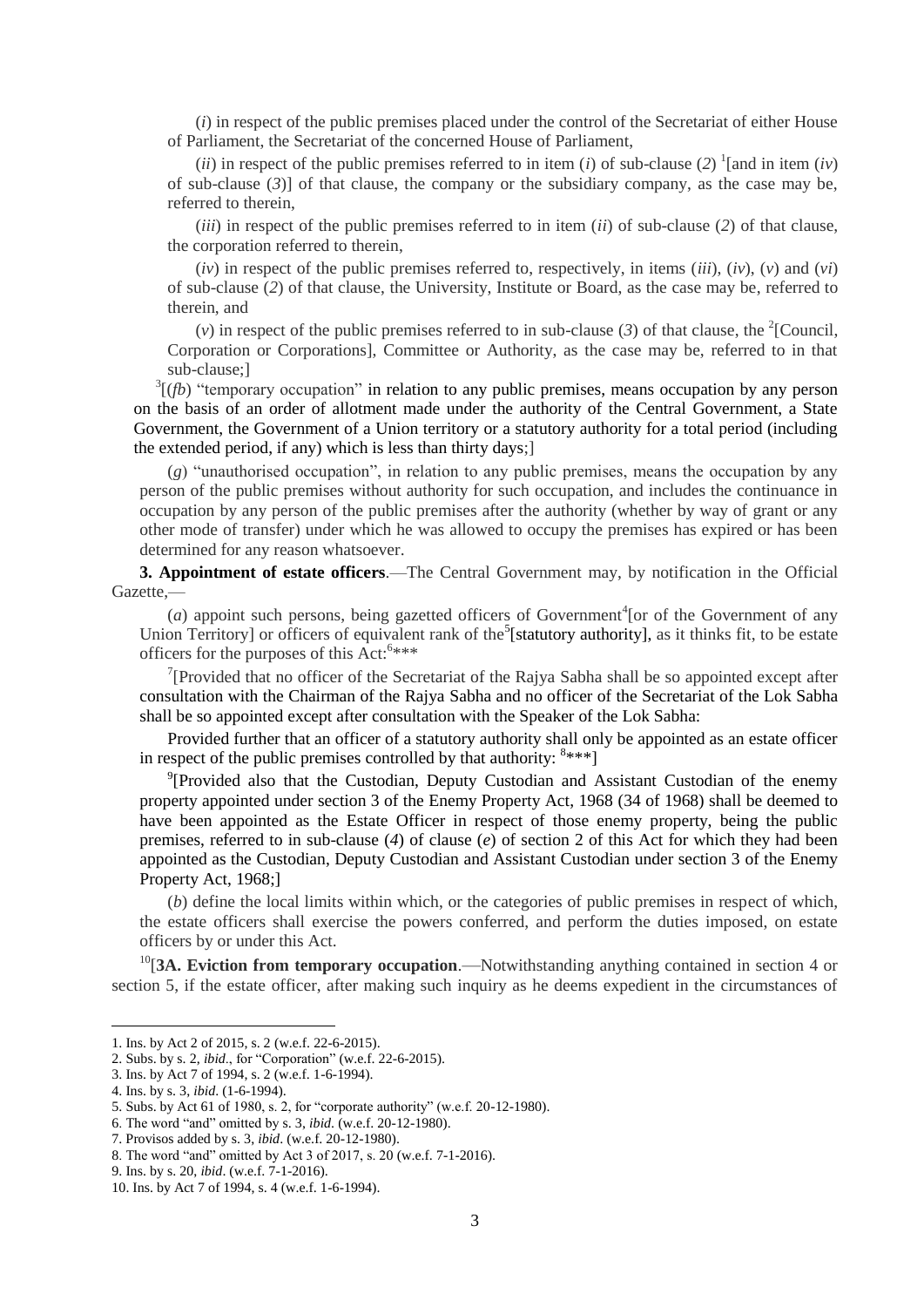(*i*) in respect of the public premises placed under the control of the Secretariat of either House of Parliament, the Secretariat of the concerned House of Parliament,

(*ii*) in respect of the public premises referred to in item (*i*) of sub-clause (*2*) [1][and in item (*iv*) of sub-clause (*3*)] of that clause, the company or the subsidiary company, as the case may be, referred to therein,

(*iii*) in respect of the public premises referred to in item (*ii*) of sub-clause (*2*) of that clause, the corporation referred to therein,

(*iv*) in respect of the public premises referred to, respectively, in items (*iii*), (*iv*), (*v*) and (*vi*) of sub-clause (*2*) of that clause, the University, Institute or Board, as the case may be, referred to therein, and

(*v*) in respect of the public premises referred to in sub-clause (*3*) of that clause, the [2][Council, Corporation or Corporations], Committee or Authority, as the case may be, referred to in that sub-clause;]

[3][(*fb*) "temporary occupation" in relation to any public premises, means occupation by any person on the basis of an order of allotment made under the authority of the Central Government, a State Government, the Government of a Union territory or a statutory authority for a total period (including the extended period, if any) which is less than thirty days;]

(*g*) "unauthorised occupation", in relation to any public premises, means the occupation by any person of the public premises without authority for such occupation, and includes the continuance in occupation by any person of the public premises after the authority (whether by way of grant or any other mode of transfer) under which he was allowed to occupy the premises has expired or has been determined for any reason whatsoever.

**3. Appointment of estate officers**.—The Central Government may, by notification in the Official Gazette,—

(*a*) appoint such persons, being gazetted officers of Government[4][or of the Government of any Union Territory] or officers of equivalent rank of the[5][statutory authority], as it thinks fit, to be estate officers for the purposes of this Act:[6]***

[7][Provided that no officer of the Secretariat of the Rajya Sabha shall be so appointed except after consultation with the Chairman of the Rajya Sabha and no officer of the Secretariat of the Lok Sabha shall be so appointed except after consultation with the Speaker of the Lok Sabha:

Provided further that an officer of a statutory authority shall only be appointed as an estate officer in respect of the public premises controlled by that authority: [8]***]

[9][Provided also that the Custodian, Deputy Custodian and Assistant Custodian of the enemy property appointed under section 3 of the Enemy Property Act, 1968 (34 of 1968) shall be deemed to have been appointed as the Estate Officer in respect of those enemy property, being the public premises, referred to in sub-clause (*4*) of clause (*e*) of section 2 of this Act for which they had been appointed as the Custodian, Deputy Custodian and Assistant Custodian under section 3 of the Enemy Property Act, 1968;]

(*b*) define the local limits within which, or the categories of public premises in respect of which, the estate officers shall exercise the powers conferred, and perform the duties imposed, on estate officers by or under this Act.

[10][**3A. Eviction from temporary occupation**.—Notwithstanding anything contained in section 4 or section 5, if the estate officer, after making such inquiry as he deems expedient in the circumstances of

---

1. Ins. by Act 2 of 2015, s. 2 (w.e.f. 22-6-2015).
2. Subs. by s. 2, *ibid*., for "Corporation" (w.e.f. 22-6-2015).
3. Ins. by Act 7 of 1994, s. 2 (w.e.f. 1-6-1994).
4. Ins. by s. 3, *ibid*. (1-6-1994).
5. Subs. by Act 61 of 1980, s. 2, for "corporate authority" (w.e.f. 20-12-1980).
6. The word "and" omitted by s. 3, *ibid*. (w.e.f. 20-12-1980).
7. Provisos added by s. 3, *ibid*. (w.e.f. 20-12-1980).
8. The word "and" omitted by Act 3 of 2017, s. 20 (w.e.f. 7-1-2016).
9. Ins. by s. 20, *ibid*. (w.e.f. 7-1-2016).
10. Ins. by Act 7 of 1994, s. 4 (w.e.f. 1-6-1994).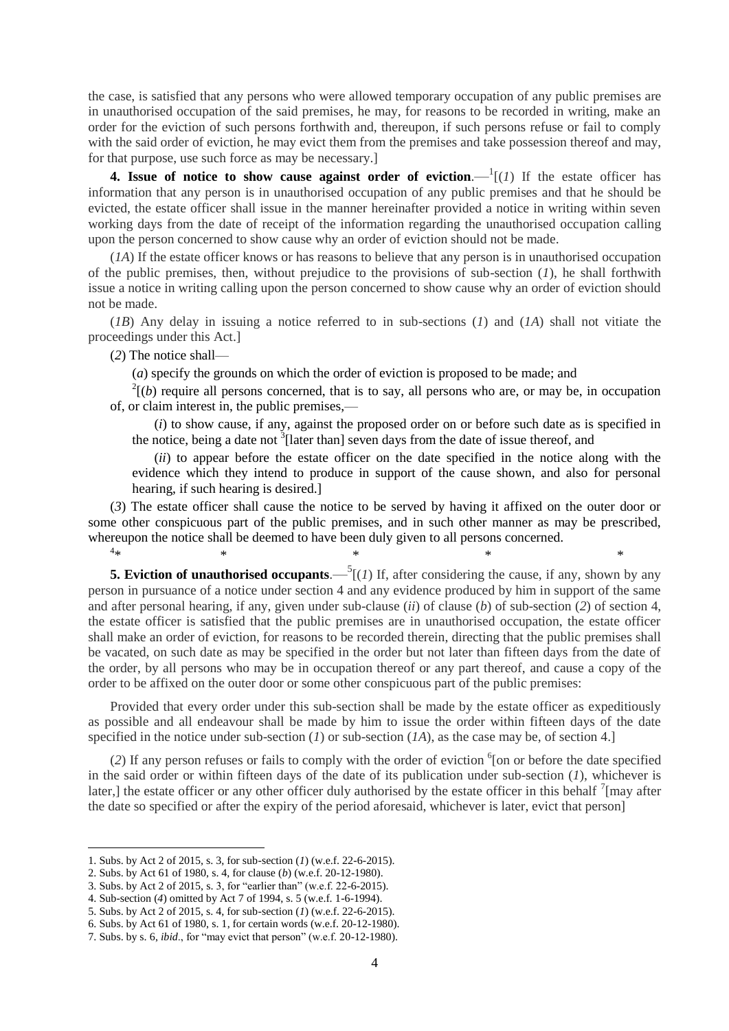the case, is satisfied that any persons who were allowed temporary occupation of any public premises are in unauthorised occupation of the said premises, he may, for reasons to be recorded in writing, make an order for the eviction of such persons forthwith and, thereupon, if such persons refuse or fail to comply with the said order of eviction, he may evict them from the premises and take possession thereof and may, for that purpose, use such force as may be necessary.]

**4. Issue of notice to show cause against order of eviction**.—[1][(*1*) If the estate officer has information that any person is in unauthorised occupation of any public premises and that he should be evicted, the estate officer shall issue in the manner hereinafter provided a notice in writing within seven working days from the date of receipt of the information regarding the unauthorised occupation calling upon the person concerned to show cause why an order of eviction should not be made.

(*1A*) If the estate officer knows or has reasons to believe that any person is in unauthorised occupation of the public premises, then, without prejudice to the provisions of sub-section (*1*), he shall forthwith issue a notice in writing calling upon the person concerned to show cause why an order of eviction should not be made.

(*1B*) Any delay in issuing a notice referred to in sub-sections (*1*) and (*1A*) shall not vitiate the proceedings under this Act.]

(*2*) The notice shall—

(*a*) specify the grounds on which the order of eviction is proposed to be made; and

[2][(*b*) require all persons concerned, that is to say, all persons who are, or may be, in occupation of, or claim interest in, the public premises,—

(*i*) to show cause, if any, against the proposed order on or before such date as is specified in the notice, being a date not [3][later than] seven days from the date of issue thereof, and

(*ii*) to appear before the estate officer on the date specified in the notice along with the evidence which they intend to produce in support of the cause shown, and also for personal hearing, if such hearing is desired.]

(*3*) The estate officer shall cause the notice to be served by having it affixed on the outer door or some other conspicuous part of the public premises, and in such other manner as may be prescribed, whereupon the notice shall be deemed to have been duly given to all persons concerned.

[4]* * * * *

**5. Eviction of unauthorised occupants**.—[5][(*1*) If, after considering the cause, if any, shown by any person in pursuance of a notice under section 4 and any evidence produced by him in support of the same and after personal hearing, if any, given under sub-clause (*ii*) of clause (*b*) of sub-section (*2*) of section 4, the estate officer is satisfied that the public premises are in unauthorised occupation, the estate officer shall make an order of eviction, for reasons to be recorded therein, directing that the public premises shall be vacated, on such date as may be specified in the order but not later than fifteen days from the date of the order, by all persons who may be in occupation thereof or any part thereof, and cause a copy of the order to be affixed on the outer door or some other conspicuous part of the public premises:

Provided that every order under this sub-section shall be made by the estate officer as expeditiously as possible and all endeavour shall be made by him to issue the order within fifteen days of the date specified in the notice under sub-section (*1*) or sub-section (*1A*), as the case may be, of section 4.]

(*2*) If any person refuses or fails to comply with the order of eviction [6][on or before the date specified in the said order or within fifteen days of the date of its publication under sub-section (*1*), whichever is later,] the estate officer or any other officer duly authorised by the estate officer in this behalf [7][may after the date so specified or after the expiry of the period aforesaid, whichever is later, evict that person]

---

1. Subs. by Act 2 of 2015, s. 3, for sub-section (*1*) (w.e.f. 22-6-2015).
2. Subs. by Act 61 of 1980, s. 4, for clause (*b*) (w.e.f. 20-12-1980).
3. Subs. by Act 2 of 2015, s. 3, for "earlier than" (w.e.f. 22-6-2015).
4. Sub-section (*4*) omitted by Act 7 of 1994, s. 5 (w.e.f. 1-6-1994).
5. Subs. by Act 2 of 2015, s. 4, for sub-section (*1*) (w.e.f. 22-6-2015).
6. Subs. by Act 61 of 1980, s. 1, for certain words (w.e.f. 20-12-1980).
7. Subs. by s. 6, *ibid*., for "may evict that person" (w.e.f. 20-12-1980).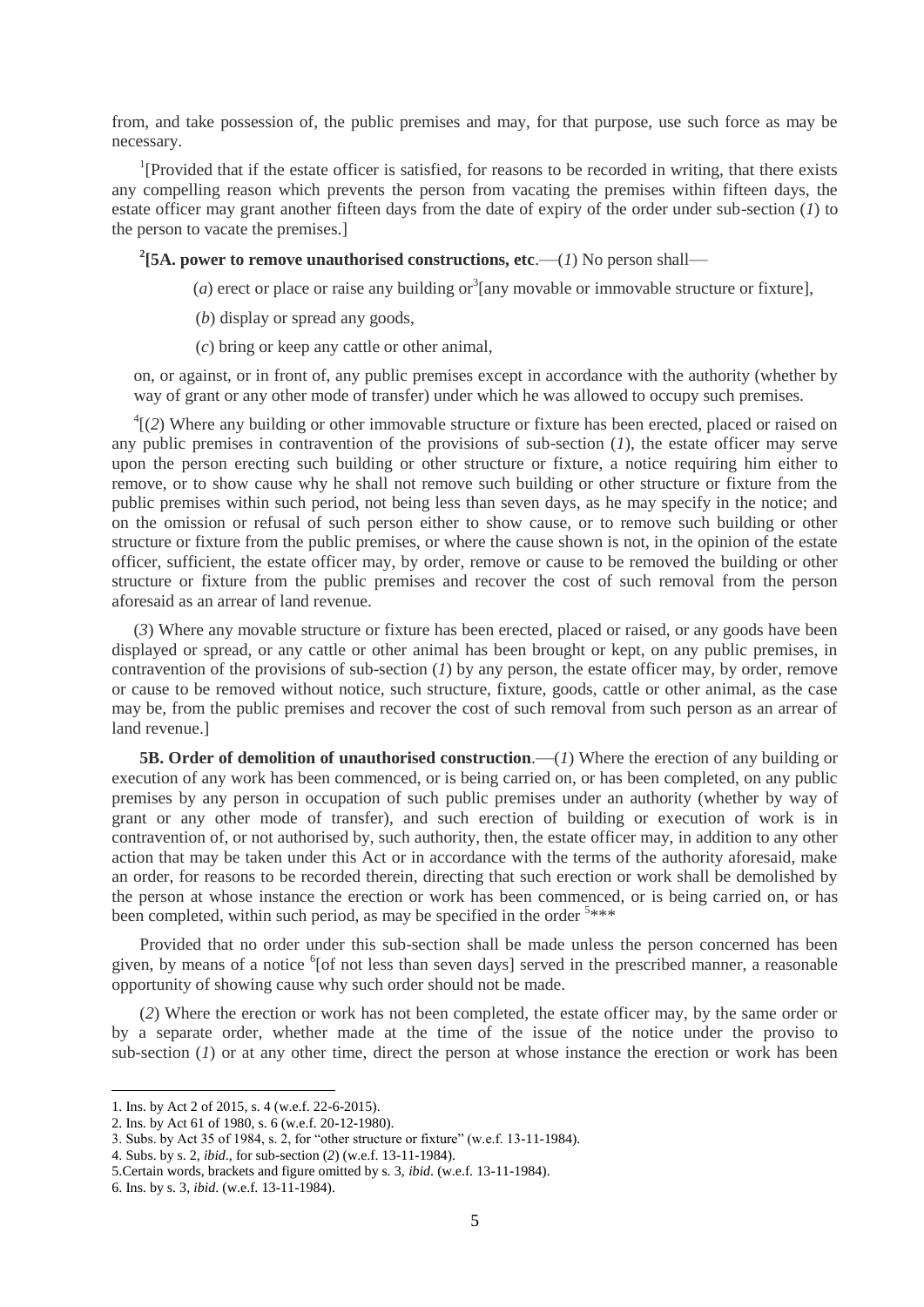from, and take possession of, the public premises and may, for that purpose, use such force as may be necessary.

[1][Provided that if the estate officer is satisfied, for reasons to be recorded in writing, that there exists any compelling reason which prevents the person from vacating the premises within fifteen days, the estate officer may grant another fifteen days from the date of expiry of the order under sub-section (*1*) to the person to vacate the premises.]

[2]**[5A. power to remove unauthorised constructions, etc**.—(*1*) No person shall—

(*a*) erect or place or raise any building or[3][any movable or immovable structure or fixture],

(*b*) display or spread any goods,

(*c*) bring or keep any cattle or other animal,

on, or against, or in front of, any public premises except in accordance with the authority (whether by way of grant or any other mode of transfer) under which he was allowed to occupy such premises.

[4][(*2*) Where any building or other immovable structure or fixture has been erected, placed or raised on any public premises in contravention of the provisions of sub-section (*1*), the estate officer may serve upon the person erecting such building or other structure or fixture, a notice requiring him either to remove, or to show cause why he shall not remove such building or other structure or fixture from the public premises within such period, not being less than seven days, as he may specify in the notice; and on the omission or refusal of such person either to show cause, or to remove such building or other structure or fixture from the public premises, or where the cause shown is not, in the opinion of the estate officer, sufficient, the estate officer may, by order, remove or cause to be removed the building or other structure or fixture from the public premises and recover the cost of such removal from the person aforesaid as an arrear of land revenue.

(*3*) Where any movable structure or fixture has been erected, placed or raised, or any goods have been displayed or spread, or any cattle or other animal has been brought or kept, on any public premises, in contravention of the provisions of sub-section (*1*) by any person, the estate officer may, by order, remove or cause to be removed without notice, such structure, fixture, goods, cattle or other animal, as the case may be, from the public premises and recover the cost of such removal from such person as an arrear of land revenue.]

**5B. Order of demolition of unauthorised construction**.—(*1*) Where the erection of any building or execution of any work has been commenced, or is being carried on, or has been completed, on any public premises by any person in occupation of such public premises under an authority (whether by way of grant or any other mode of transfer), and such erection of building or execution of work is in contravention of, or not authorised by, such authority, then, the estate officer may, in addition to any other action that may be taken under this Act or in accordance with the terms of the authority aforesaid, make an order, for reasons to be recorded therein, directing that such erection or work shall be demolished by the person at whose instance the erection or work has been commenced, or is being carried on, or has been completed, within such period, as may be specified in the order [5]***

Provided that no order under this sub-section shall be made unless the person concerned has been given, by means of a notice [6][of not less than seven days] served in the prescribed manner, a reasonable opportunity of showing cause why such order should not be made.

(*2*) Where the erection or work has not been completed, the estate officer may, by the same order or by a separate order, whether made at the time of the issue of the notice under the proviso to sub-section (*1*) or at any other time, direct the person at whose instance the erection or work has been

---

1. Ins. by Act 2 of 2015, s. 4 (w.e.f. 22-6-2015).
2. Ins. by Act 61 of 1980, s. 6 (w.e.f. 20-12-1980).
3. Subs. by Act 35 of 1984, s. 2, for "other structure or fixture" (w.e.f. 13-11-1984).
4. Subs. by s. 2, *ibid*., for sub-section (*2*) (w.e.f. 13-11-1984).
5. Certain words, brackets and figure omitted by s. 3, *ibid*. (w.e.f. 13-11-1984).
6. Ins. by s. 3, *ibid*. (w.e.f. 13-11-1984).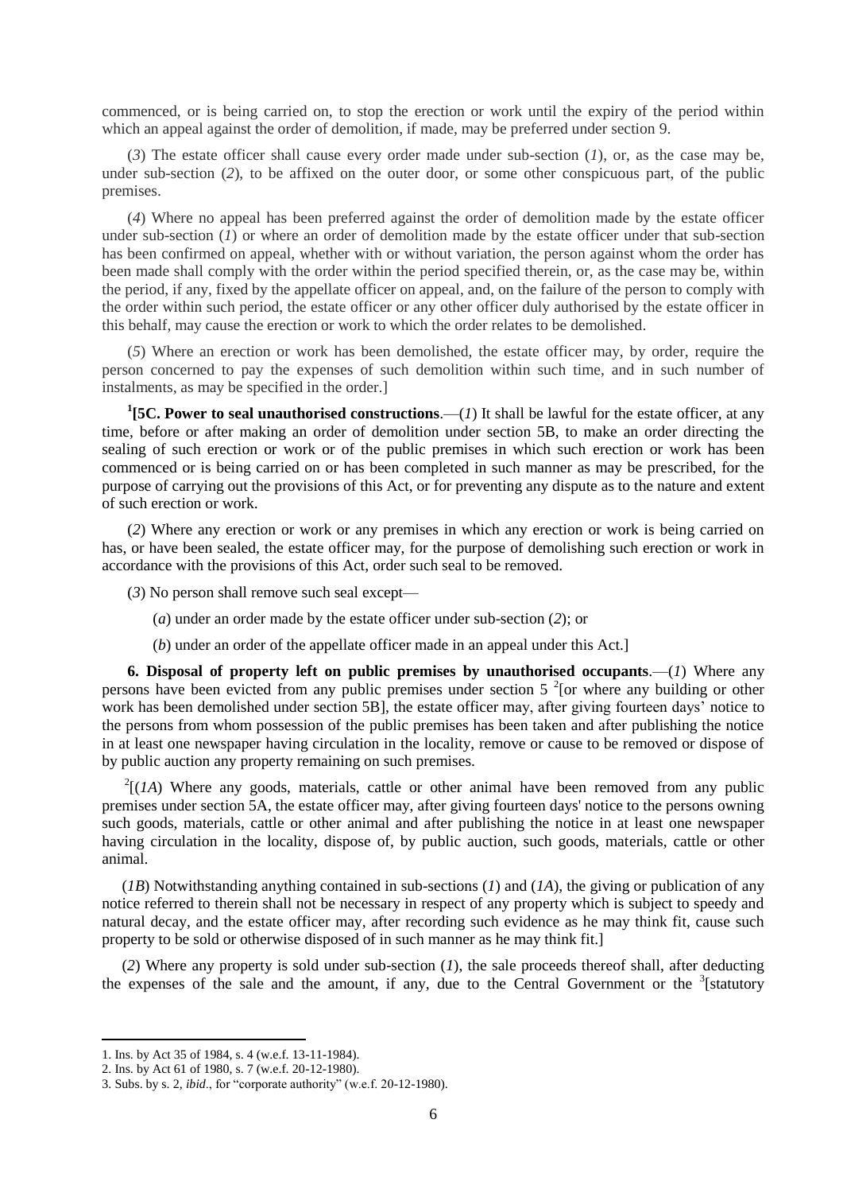commenced, or is being carried on, to stop the erection or work until the expiry of the period within which an appeal against the order of demolition, if made, may be preferred under section 9.

(*3*) The estate officer shall cause every order made under sub-section (*1*), or, as the case may be, under sub-section (*2*), to be affixed on the outer door, or some other conspicuous part, of the public premises.

(*4*) Where no appeal has been preferred against the order of demolition made by the estate officer under sub-section (*1*) or where an order of demolition made by the estate officer under that sub-section has been confirmed on appeal, whether with or without variation, the person against whom the order has been made shall comply with the order within the period specified therein, or, as the case may be, within the period, if any, fixed by the appellate officer on appeal, and, on the failure of the person to comply with the order within such period, the estate officer or any other officer duly authorised by the estate officer in this behalf, may cause the erection or work to which the order relates to be demolished.

(*5*) Where an erection or work has been demolished, the estate officer may, by order, require the person concerned to pay the expenses of such demolition within such time, and in such number of instalments, as may be specified in the order.]

[1][**5C. Power to seal unauthorised constructions**.—(*1*) It shall be lawful for the estate officer, at any time, before or after making an order of demolition under section 5B, to make an order directing the sealing of such erection or work or of the public premises in which such erection or work has been commenced or is being carried on or has been completed in such manner as may be prescribed, for the purpose of carrying out the provisions of this Act, or for preventing any dispute as to the nature and extent of such erection or work.

(*2*) Where any erection or work or any premises in which any erection or work is being carried on has, or have been sealed, the estate officer may, for the purpose of demolishing such erection or work in accordance with the provisions of this Act, order such seal to be removed.

(*3*) No person shall remove such seal except—

(*a*) under an order made by the estate officer under sub-section (*2*); or

(*b*) under an order of the appellate officer made in an appeal under this Act.]

**6. Disposal of property left on public premises by unauthorised occupants**.—(*1*) Where any persons have been evicted from any public premises under section 5 [2][or where any building or other work has been demolished under section 5B], the estate officer may, after giving fourteen days' notice to the persons from whom possession of the public premises has been taken and after publishing the notice in at least one newspaper having circulation in the locality, remove or cause to be removed or dispose of by public auction any property remaining on such premises.

[2][(*1A*) Where any goods, materials, cattle or other animal have been removed from any public premises under section 5A, the estate officer may, after giving fourteen days' notice to the persons owning such goods, materials, cattle or other animal and after publishing the notice in at least one newspaper having circulation in the locality, dispose of, by public auction, such goods, materials, cattle or other animal.

(*1B*) Notwithstanding anything contained in sub-sections (*1*) and (*1A*), the giving or publication of any notice referred to therein shall not be necessary in respect of any property which is subject to speedy and natural decay, and the estate officer may, after recording such evidence as he may think fit, cause such property to be sold or otherwise disposed of in such manner as he may think fit.]

(*2*) Where any property is sold under sub-section (*1*), the sale proceeds thereof shall, after deducting the expenses of the sale and the amount, if any, due to the Central Government or the [3][statutory

---

1. Ins. by Act 35 of 1984, s. 4 (w.e.f. 13-11-1984).
2. Ins. by Act 61 of 1980, s. 7 (w.e.f. 20-12-1980).
3. Subs. by s. 2, *ibid*., for "corporate authority" (w.e.f. 20-12-1980).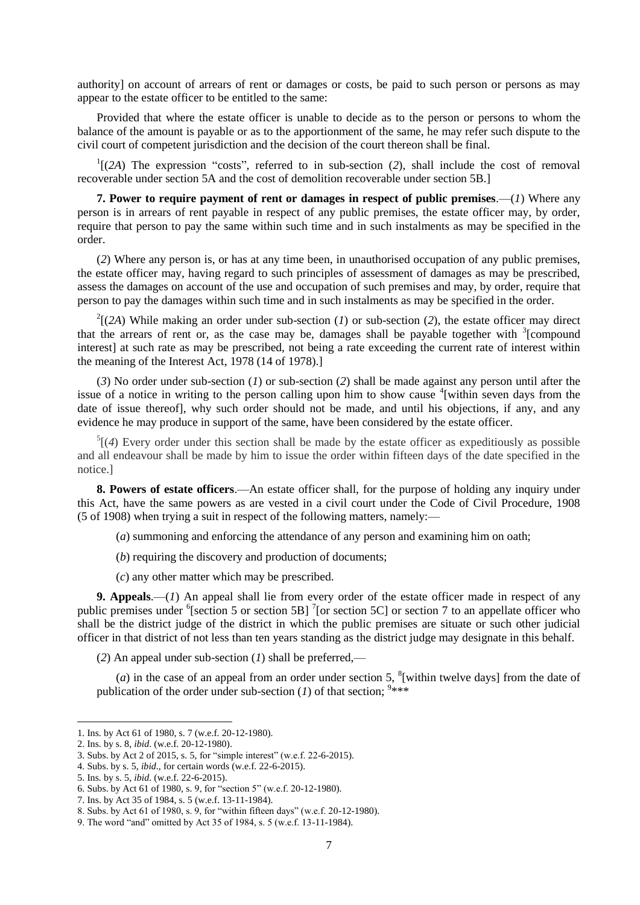authority] on account of arrears of rent or damages or costs, be paid to such person or persons as may appear to the estate officer to be entitled to the same:

Provided that where the estate officer is unable to decide as to the person or persons to whom the balance of the amount is payable or as to the apportionment of the same, he may refer such dispute to the civil court of competent jurisdiction and the decision of the court thereon shall be final.

[1][(*2A*) The expression "costs", referred to in sub-section (*2*), shall include the cost of removal recoverable under section 5A and the cost of demolition recoverable under section 5B.]

**7. Power to require payment of rent or damages in respect of public premises**.—(*1*) Where any person is in arrears of rent payable in respect of any public premises, the estate officer may, by order, require that person to pay the same within such time and in such instalments as may be specified in the order.

(*2*) Where any person is, or has at any time been, in unauthorised occupation of any public premises, the estate officer may, having regard to such principles of assessment of damages as may be prescribed, assess the damages on account of the use and occupation of such premises and may, by order, require that person to pay the damages within such time and in such instalments as may be specified in the order.

[2][(*2A*) While making an order under sub-section (*1*) or sub-section (*2*), the estate officer may direct that the arrears of rent or, as the case may be, damages shall be payable together with [3][compound interest] at such rate as may be prescribed, not being a rate exceeding the current rate of interest within the meaning of the Interest Act, 1978 (14 of 1978).]

(*3*) No order under sub-section (*1*) or sub-section (*2*) shall be made against any person until after the issue of a notice in writing to the person calling upon him to show cause [4][within seven days from the date of issue thereof], why such order should not be made, and until his objections, if any, and any evidence he may produce in support of the same, have been considered by the estate officer.

[5][(*4*) Every order under this section shall be made by the estate officer as expeditiously as possible and all endeavour shall be made by him to issue the order within fifteen days of the date specified in the notice.]

**8. Powers of estate officers**.—An estate officer shall, for the purpose of holding any inquiry under this Act, have the same powers as are vested in a civil court under the Code of Civil Procedure, 1908 (5 of 1908) when trying a suit in respect of the following matters, namely:—

(*a*) summoning and enforcing the attendance of any person and examining him on oath;

(*b*) requiring the discovery and production of documents;

(*c*) any other matter which may be prescribed.

**9. Appeals**.—(*1*) An appeal shall lie from every order of the estate officer made in respect of any public premises under [6][section 5 or section 5B] [7][or section 5C] or section 7 to an appellate officer who shall be the district judge of the district in which the public premises are situate or such other judicial officer in that district of not less than ten years standing as the district judge may designate in this behalf.

(*2*) An appeal under sub-section (*1*) shall be preferred,—

(*a*) in the case of an appeal from an order under section 5, [8][within twelve days] from the date of publication of the order under sub-section (*1*) of that section; [9]\*\*\*

---

1. Ins. by Act 61 of 1980, s. 7 (w.e.f. 20-12-1980).
2. Ins. by s. 8, *ibid*. (w.e.f. 20-12-1980).
3. Subs. by Act 2 of 2015, s. 5, for "simple interest" (w.e.f. 22-6-2015).
4. Subs. by s. 5, *ibid*., for certain words (w.e.f. 22-6-2015).
5. Ins. by s. 5, *ibid*. (w.e.f. 22-6-2015).
6. Subs. by Act 61 of 1980, s. 9, for "section 5" (w.e.f. 20-12-1980).
7. Ins. by Act 35 of 1984, s. 5 (w.e.f. 13-11-1984).
8. Subs. by Act 61 of 1980, s. 9, for "within fifteen days" (w.e.f. 20-12-1980).
9. The word "and" omitted by Act 35 of 1984, s. 5 (w.e.f. 13-11-1984).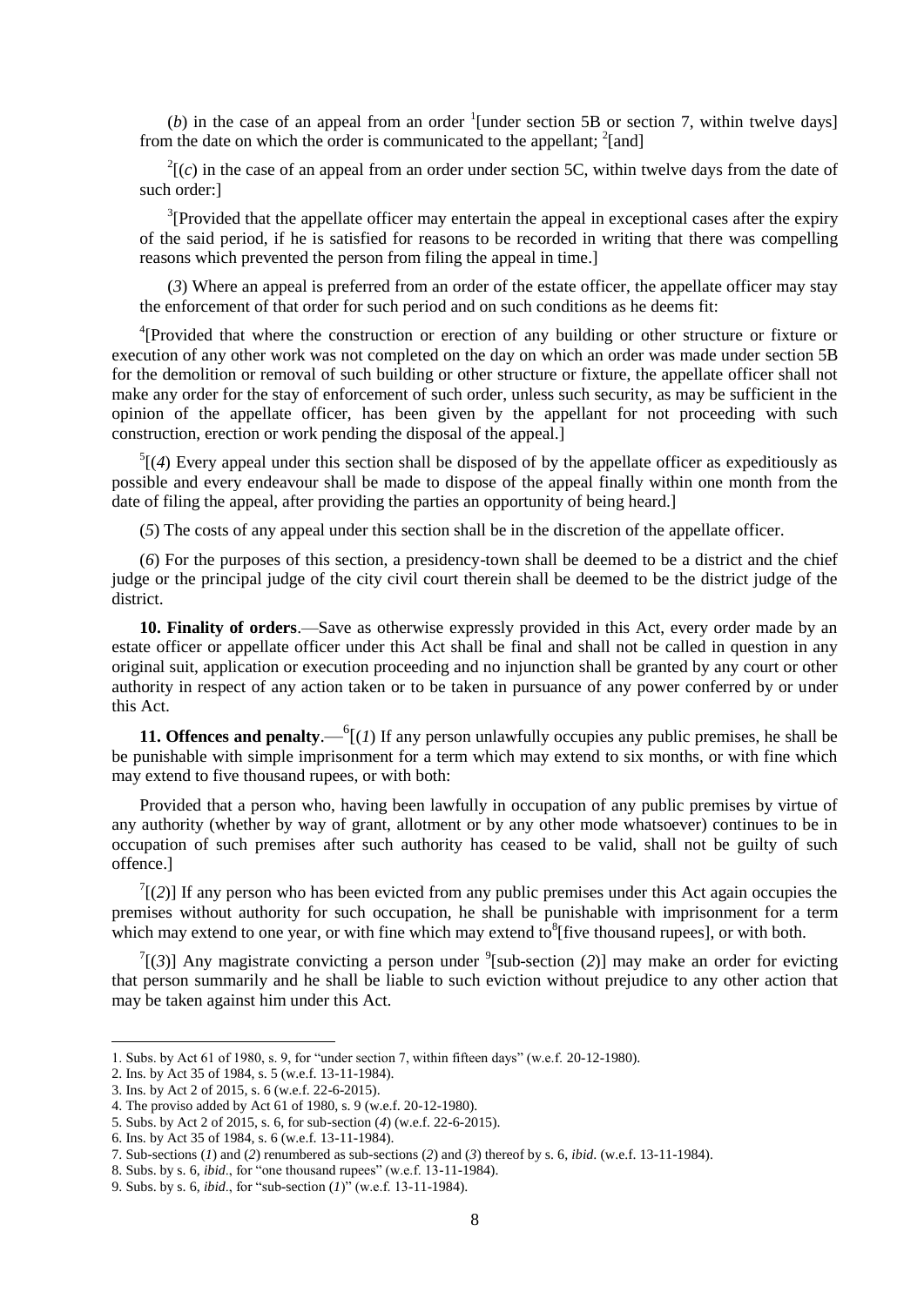(*b*) in the case of an appeal from an order [1][under section 5B or section 7, within twelve days] from the date on which the order is communicated to the appellant; [2][and]

[2][(*c*) in the case of an appeal from an order under section 5C, within twelve days from the date of such order:]

[3][Provided that the appellate officer may entertain the appeal in exceptional cases after the expiry of the said period, if he is satisfied for reasons to be recorded in writing that there was compelling reasons which prevented the person from filing the appeal in time.]

(*3*) Where an appeal is preferred from an order of the estate officer, the appellate officer may stay the enforcement of that order for such period and on such conditions as he deems fit:

[4][Provided that where the construction or erection of any building or other structure or fixture or execution of any other work was not completed on the day on which an order was made under section 5B for the demolition or removal of such building or other structure or fixture, the appellate officer shall not make any order for the stay of enforcement of such order, unless such security, as may be sufficient in the opinion of the appellate officer, has been given by the appellant for not proceeding with such construction, erection or work pending the disposal of the appeal.]

[5][(*4*) Every appeal under this section shall be disposed of by the appellate officer as expeditiously as possible and every endeavour shall be made to dispose of the appeal finally within one month from the date of filing the appeal, after providing the parties an opportunity of being heard.]

(*5*) The costs of any appeal under this section shall be in the discretion of the appellate officer.

(*6*) For the purposes of this section, a presidency-town shall be deemed to be a district and the chief judge or the principal judge of the city civil court therein shall be deemed to be the district judge of the district.

**10. Finality of orders**.—Save as otherwise expressly provided in this Act, every order made by an estate officer or appellate officer under this Act shall be final and shall not be called in question in any original suit, application or execution proceeding and no injunction shall be granted by any court or other authority in respect of any action taken or to be taken in pursuance of any power conferred by or under this Act.

**11. Offences and penalty**.—[6][(*1*) If any person unlawfully occupies any public premises, he shall be be punishable with simple imprisonment for a term which may extend to six months, or with fine which may extend to five thousand rupees, or with both:

Provided that a person who, having been lawfully in occupation of any public premises by virtue of any authority (whether by way of grant, allotment or by any other mode whatsoever) continues to be in occupation of such premises after such authority has ceased to be valid, shall not be guilty of such offence.]

[7][(*2*)] If any person who has been evicted from any public premises under this Act again occupies the premises without authority for such occupation, he shall be punishable with imprisonment for a term which may extend to one year, or with fine which may extend to [8][five thousand rupees], or with both.

[7][(*3*)] Any magistrate convicting a person under [9][sub-section (*2*)] may make an order for evicting that person summarily and he shall be liable to such eviction without prejudice to any other action that may be taken against him under this Act.

---

1. Subs. by Act 61 of 1980, s. 9, for "under section 7, within fifteen days" (w.e.f. 20-12-1980).
2. Ins. by Act 35 of 1984, s. 5 (w.e.f. 13-11-1984).
3. Ins. by Act 2 of 2015, s. 6 (w.e.f. 22-6-2015).
4. The proviso added by Act 61 of 1980, s. 9 (w.e.f. 20-12-1980).
5. Subs. by Act 2 of 2015, s. 6, for sub-section (*4*) (w.e.f. 22-6-2015).
6. Ins. by Act 35 of 1984, s. 6 (w.e.f. 13-11-1984).
7. Sub-sections (*1*) and (*2*) renumbered as sub-sections (*2*) and (*3*) thereof by s. 6, *ibid*. (w.e.f. 13-11-1984).
8. Subs. by s. 6, *ibid*., for "one thousand rupees" (w.e.f. 13-11-1984).
9. Subs. by s. 6, *ibid*., for "sub-section (*1*)" (w.e.f. 13-11-1984).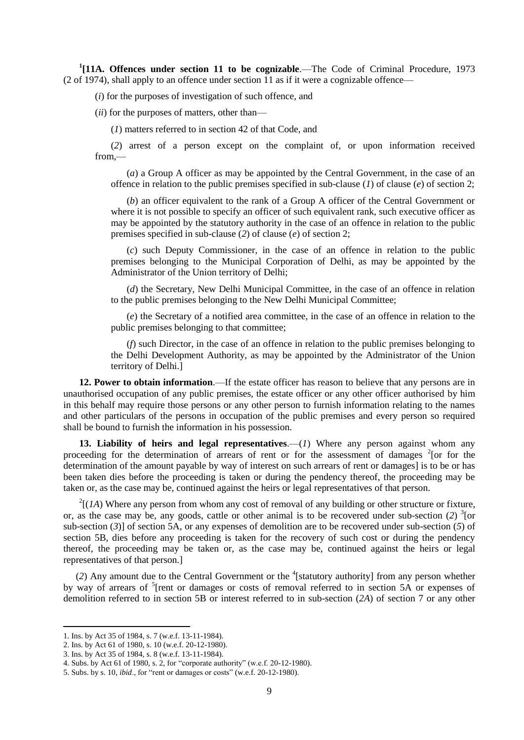[1][**11A. Offences under section 11 to be cognizable**.—The Code of Criminal Procedure, 1973 (2 of 1974), shall apply to an offence under section 11 as if it were a cognizable offence—

(*i*) for the purposes of investigation of such offence, and

(*ii*) for the purposes of matters, other than—

(*1*) matters referred to in section 42 of that Code, and

(*2*) arrest of a person except on the complaint of, or upon information received from,—

(*a*) a Group A officer as may be appointed by the Central Government, in the case of an offence in relation to the public premises specified in sub-clause (*1*) of clause (*e*) of section 2;

(*b*) an officer equivalent to the rank of a Group A officer of the Central Government or where it is not possible to specify an officer of such equivalent rank, such executive officer as may be appointed by the statutory authority in the case of an offence in relation to the public premises specified in sub-clause (*2*) of clause (*e*) of section 2;

(*c*) such Deputy Commissioner, in the case of an offence in relation to the public premises belonging to the Municipal Corporation of Delhi, as may be appointed by the Administrator of the Union territory of Delhi;

(*d*) the Secretary, New Delhi Municipal Committee, in the case of an offence in relation to the public premises belonging to the New Delhi Municipal Committee;

(*e*) the Secretary of a notified area committee, in the case of an offence in relation to the public premises belonging to that committee;

(*f*) such Director, in the case of an offence in relation to the public premises belonging to the Delhi Development Authority, as may be appointed by the Administrator of the Union territory of Delhi.]

**12. Power to obtain information**.—If the estate officer has reason to believe that any persons are in unauthorised occupation of any public premises, the estate officer or any other officer authorised by him in this behalf may require those persons or any other person to furnish information relating to the names and other particulars of the persons in occupation of the public premises and every person so required shall be bound to furnish the information in his possession.

**13. Liability of heirs and legal representatives**.—(*1*) Where any person against whom any proceeding for the determination of arrears of rent or for the assessment of damages [2][or for the determination of the amount payable by way of interest on such arrears of rent or damages] is to be or has been taken dies before the proceeding is taken or during the pendency thereof, the proceeding may be taken or, as the case may be, continued against the heirs or legal representatives of that person.

[2][(*1A*) Where any person from whom any cost of removal of any building or other structure or fixture, or, as the case may be, any goods, cattle or other animal is to be recovered under sub-section (*2*) [3][or sub-section (*3*)] of section 5A, or any expenses of demolition are to be recovered under sub-section (*5*) of section 5B, dies before any proceeding is taken for the recovery of such cost or during the pendency thereof, the proceeding may be taken or, as the case may be, continued against the heirs or legal representatives of that person.]

(*2*) Any amount due to the Central Government or the [4][statutory authority] from any person whether by way of arrears of [5][rent or damages or costs of removal referred to in section 5A or expenses of demolition referred to in section 5B or interest referred to in sub-section (*2A*) of section 7 or any other

---

1. Ins. by Act 35 of 1984, s. 7 (w.e.f. 13-11-1984).
2. Ins. by Act 61 of 1980, s. 10 (w.e.f. 20-12-1980).
3. Ins. by Act 35 of 1984, s. 8 (w.e.f. 13-11-1984).
4. Subs. by Act 61 of 1980, s. 2, for "corporate authority" (w.e.f. 20-12-1980).
5. Subs. by s. 10, *ibid*., for "rent or damages or costs" (w.e.f. 20-12-1980).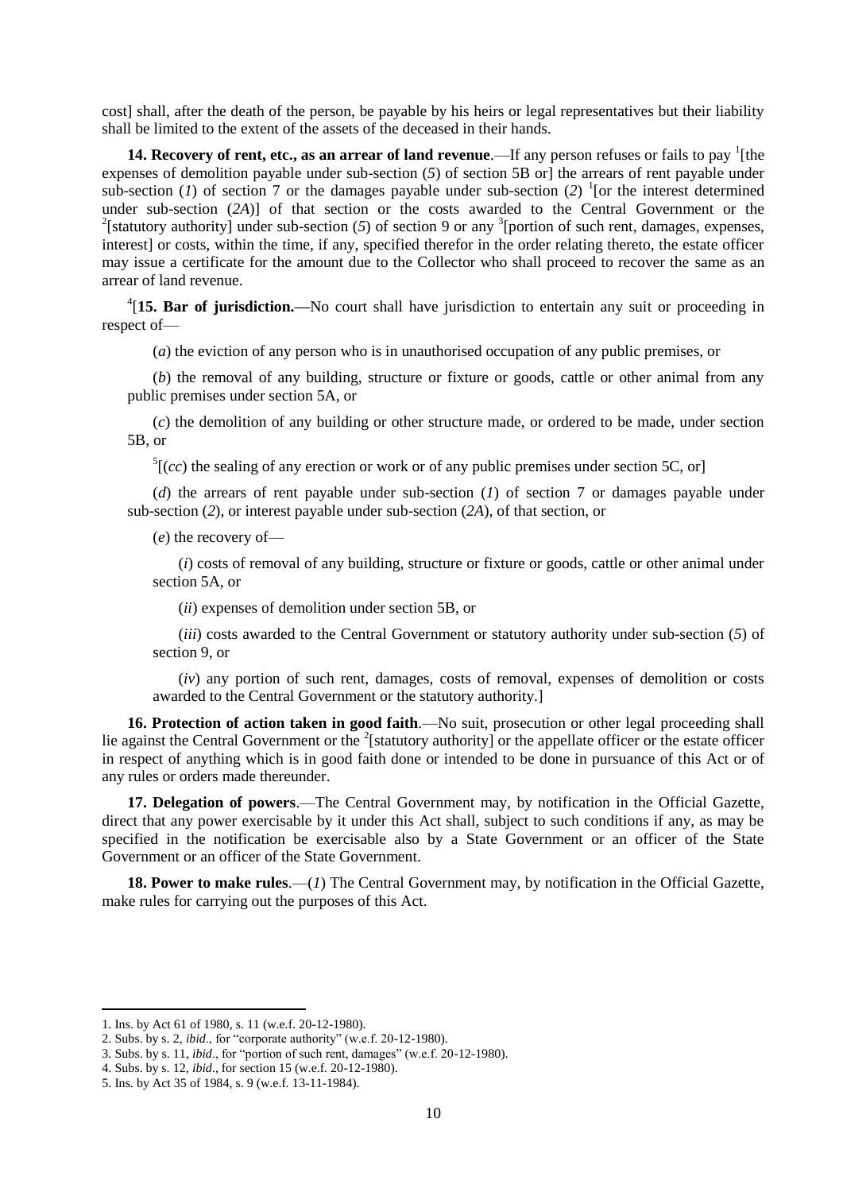cost] shall, after the death of the person, be payable by his heirs or legal representatives but their liability shall be limited to the extent of the assets of the deceased in their hands.

**14. Recovery of rent, etc., as an arrear of land revenue**.—If any person refuses or fails to pay [1][the expenses of demolition payable under sub-section (*5*) of section 5B or] the arrears of rent payable under sub-section (*1*) of section 7 or the damages payable under sub-section (*2*) [1][or the interest determined under sub-section (*2A*)] of that section or the costs awarded to the Central Government or the [2][statutory authority] under sub-section (*5*) of section 9 or any [3][portion of such rent, damages, expenses, interest] or costs, within the time, if any, specified therefor in the order relating thereto, the estate officer may issue a certificate for the amount due to the Collector who shall proceed to recover the same as an arrear of land revenue.

[4][**15. Bar of jurisdiction.—**No court shall have jurisdiction to entertain any suit or proceeding in respect of—

(*a*) the eviction of any person who is in unauthorised occupation of any public premises, or

(*b*) the removal of any building, structure or fixture or goods, cattle or other animal from any public premises under section 5A, or

(*c*) the demolition of any building or other structure made, or ordered to be made, under section 5B, or

[5][(*cc*) the sealing of any erection or work or of any public premises under section 5C, or]

(*d*) the arrears of rent payable under sub-section (*1*) of section 7 or damages payable under sub-section (*2*), or interest payable under sub-section (*2A*), of that section, or

(*e*) the recovery of—

(*i*) costs of removal of any building, structure or fixture or goods, cattle or other animal under section 5A, or

(*ii*) expenses of demolition under section 5B, or

(*iii*) costs awarded to the Central Government or statutory authority under sub-section (*5*) of section 9, or

(*iv*) any portion of such rent, damages, costs of removal, expenses of demolition or costs awarded to the Central Government or the statutory authority.]

**16. Protection of action taken in good faith**.—No suit, prosecution or other legal proceeding shall lie against the Central Government or the [2][statutory authority] or the appellate officer or the estate officer in respect of anything which is in good faith done or intended to be done in pursuance of this Act or of any rules or orders made thereunder.

**17. Delegation of powers**.—The Central Government may, by notification in the Official Gazette, direct that any power exercisable by it under this Act shall, subject to such conditions if any, as may be specified in the notification be exercisable also by a State Government or an officer of the State Government or an officer of the State Government.

**18. Power to make rules**.—(*1*) The Central Government may, by notification in the Official Gazette, make rules for carrying out the purposes of this Act.

---

1. Ins. by Act 61 of 1980, s. 11 (w.e.f. 20-12-1980).
2. Subs. by s. 2, *ibid*., for "corporate authority" (w.e.f. 20-12-1980).
3. Subs. by s. 11, *ibid*., for "portion of such rent, damages" (w.e.f. 20-12-1980).
4. Subs. by s. 12, *ibid*., for section 15 (w.e.f. 20-12-1980).
5. Ins. by Act 35 of 1984, s. 9 (w.e.f. 13-11-1984).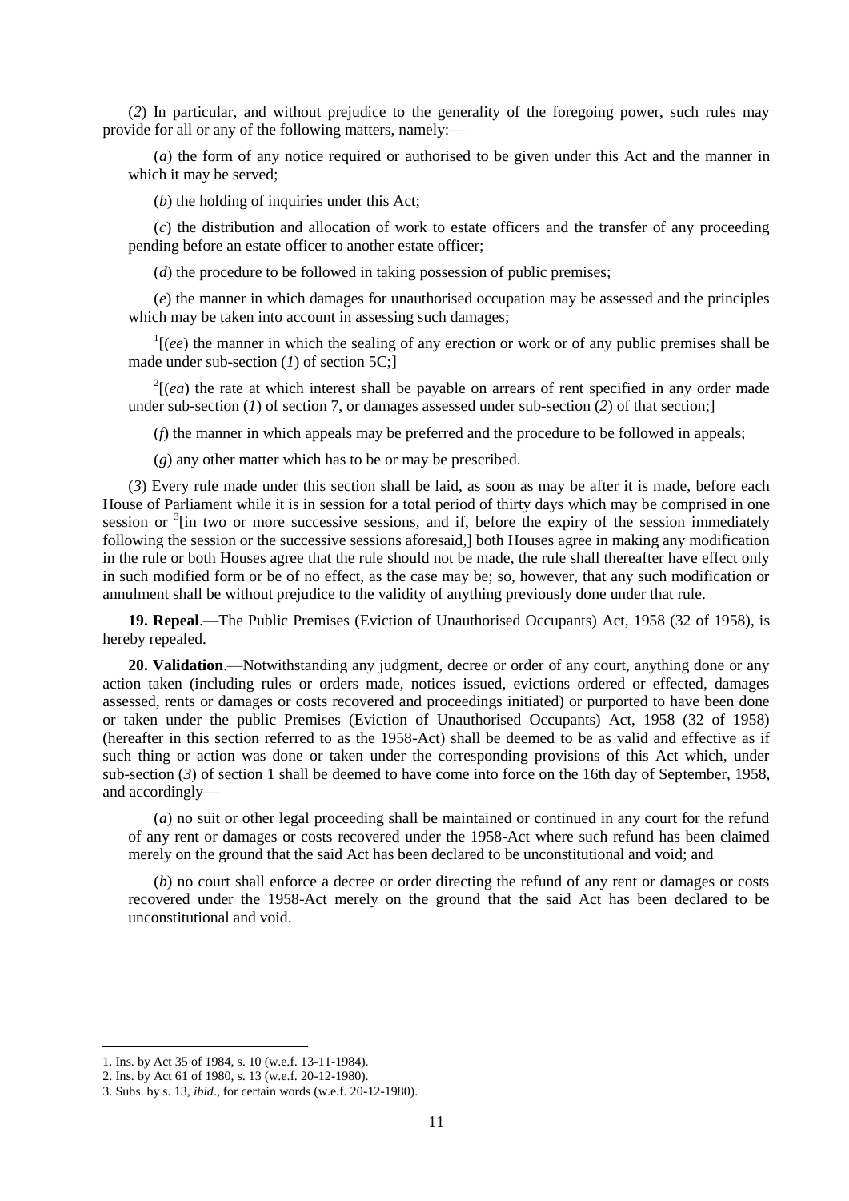(*2*) In particular, and without prejudice to the generality of the foregoing power, such rules may provide for all or any of the following matters, namely:—

(*a*) the form of any notice required or authorised to be given under this Act and the manner in which it may be served;

(*b*) the holding of inquiries under this Act;

(*c*) the distribution and allocation of work to estate officers and the transfer of any proceeding pending before an estate officer to another estate officer;

(*d*) the procedure to be followed in taking possession of public premises;

(*e*) the manner in which damages for unauthorised occupation may be assessed and the principles which may be taken into account in assessing such damages;

[1][(*ee*) the manner in which the sealing of any erection or work or of any public premises shall be made under sub-section (*1*) of section 5C;]

[2][(*ea*) the rate at which interest shall be payable on arrears of rent specified in any order made under sub-section (*1*) of section 7, or damages assessed under sub-section (*2*) of that section;]

(*f*) the manner in which appeals may be preferred and the procedure to be followed in appeals;

(*g*) any other matter which has to be or may be prescribed.

(*3*) Every rule made under this section shall be laid, as soon as may be after it is made, before each House of Parliament while it is in session for a total period of thirty days which may be comprised in one session or [3][in two or more successive sessions, and if, before the expiry of the session immediately following the session or the successive sessions aforesaid,] both Houses agree in making any modification in the rule or both Houses agree that the rule should not be made, the rule shall thereafter have effect only in such modified form or be of no effect, as the case may be; so, however, that any such modification or annulment shall be without prejudice to the validity of anything previously done under that rule.

**19. Repeal**.—The Public Premises (Eviction of Unauthorised Occupants) Act, 1958 (32 of 1958), is hereby repealed.

**20. Validation**.—Notwithstanding any judgment, decree or order of any court, anything done or any action taken (including rules or orders made, notices issued, evictions ordered or effected, damages assessed, rents or damages or costs recovered and proceedings initiated) or purported to have been done or taken under the public Premises (Eviction of Unauthorised Occupants) Act, 1958 (32 of 1958) (hereafter in this section referred to as the 1958-Act) shall be deemed to be as valid and effective as if such thing or action was done or taken under the corresponding provisions of this Act which, under sub-section (*3*) of section 1 shall be deemed to have come into force on the 16th day of September, 1958, and accordingly—

(*a*) no suit or other legal proceeding shall be maintained or continued in any court for the refund of any rent or damages or costs recovered under the 1958-Act where such refund has been claimed merely on the ground that the said Act has been declared to be unconstitutional and void; and

(*b*) no court shall enforce a decree or order directing the refund of any rent or damages or costs recovered under the 1958-Act merely on the ground that the said Act has been declared to be unconstitutional and void.

---

1. Ins. by Act 35 of 1984, s. 10 (w.e.f. 13-11-1984).
2. Ins. by Act 61 of 1980, s. 13 (w.e.f. 20-12-1980).
3. Subs. by s. 13, *ibid*., for certain words (w.e.f. 20-12-1980).